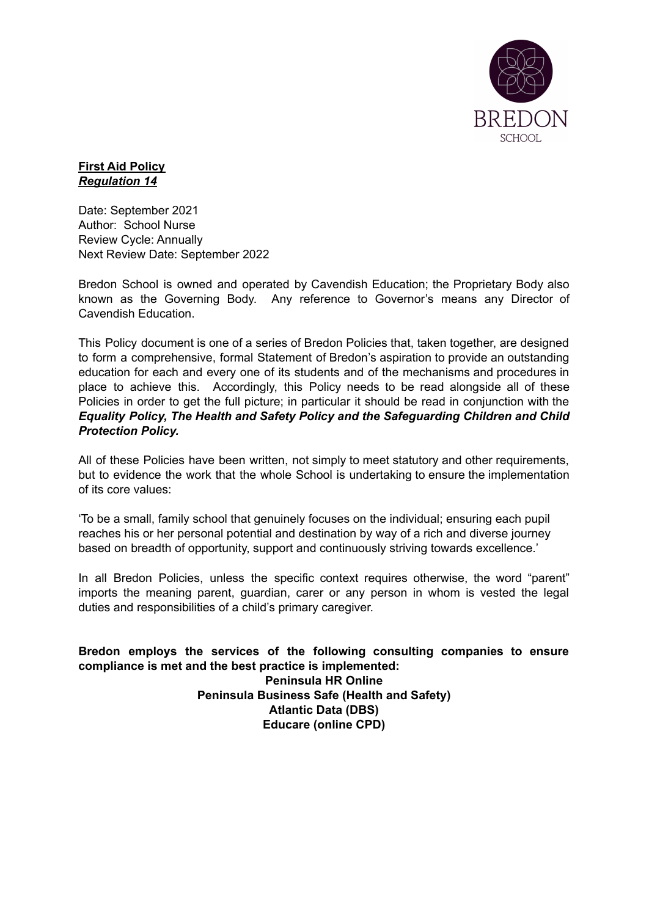**First Aid Policy**
***Regulation 14***

Date: September 2021
Author: School Nurse
Review Cycle: Annually
Next Review Date: September 2022

Bredon School is owned and operated by Cavendish Education; the Proprietary Body also known as the Governing Body. Any reference to Governor's means any Director of Cavendish Education.

This Policy document is one of a series of Bredon Policies that, taken together, are designed to form a comprehensive, formal Statement of Bredon's aspiration to provide an outstanding education for each and every one of its students and of the mechanisms and procedures in place to achieve this. Accordingly, this Policy needs to be read alongside all of these Policies in order to get the full picture; in particular it should be read in conjunction with the ***Equality Policy, The Health and Safety Policy and the Safeguarding Children and Child Protection Policy.***

All of these Policies have been written, not simply to meet statutory and other requirements, but to evidence the work that the whole School is undertaking to ensure the implementation of its core values:

'To be a small, family school that genuinely focuses on the individual; ensuring each pupil reaches his or her personal potential and destination by way of a rich and diverse journey based on breadth of opportunity, support and continuously striving towards excellence.'

In all Bredon Policies, unless the specific context requires otherwise, the word "parent" imports the meaning parent, guardian, carer or any person in whom is vested the legal duties and responsibilities of a child's primary caregiver.

**Bredon employs the services of the following consulting companies to ensure compliance is met and the best practice is implemented:**

**Peninsula HR Online**
**Peninsula Business Safe (Health and Safety)**
**Atlantic Data (DBS)**
**Educare (online CPD)**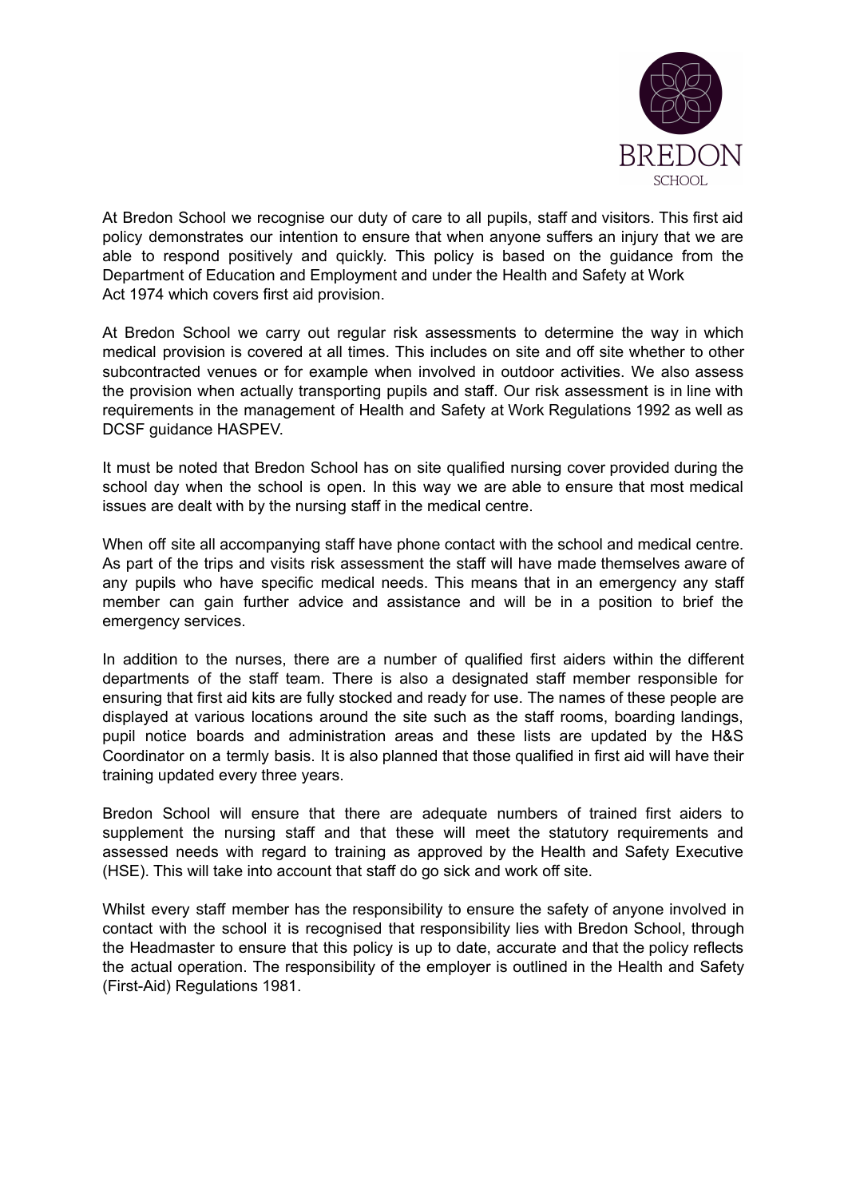At Bredon School we recognise our duty of care to all pupils, staff and visitors. This first aid policy demonstrates our intention to ensure that when anyone suffers an injury that we are able to respond positively and quickly. This policy is based on the guidance from the Department of Education and Employment and under the Health and Safety at Work Act 1974 which covers first aid provision.

At Bredon School we carry out regular risk assessments to determine the way in which medical provision is covered at all times. This includes on site and off site whether to other subcontracted venues or for example when involved in outdoor activities. We also assess the provision when actually transporting pupils and staff. Our risk assessment is in line with requirements in the management of Health and Safety at Work Regulations 1992 as well as DCSF guidance HASPEV.

It must be noted that Bredon School has on site qualified nursing cover provided during the school day when the school is open. In this way we are able to ensure that most medical issues are dealt with by the nursing staff in the medical centre.

When off site all accompanying staff have phone contact with the school and medical centre. As part of the trips and visits risk assessment the staff will have made themselves aware of any pupils who have specific medical needs. This means that in an emergency any staff member can gain further advice and assistance and will be in a position to brief the emergency services.

In addition to the nurses, there are a number of qualified first aiders within the different departments of the staff team. There is also a designated staff member responsible for ensuring that first aid kits are fully stocked and ready for use. The names of these people are displayed at various locations around the site such as the staff rooms, boarding landings, pupil notice boards and administration areas and these lists are updated by the H&S Coordinator on a termly basis. It is also planned that those qualified in first aid will have their training updated every three years.

Bredon School will ensure that there are adequate numbers of trained first aiders to supplement the nursing staff and that these will meet the statutory requirements and assessed needs with regard to training as approved by the Health and Safety Executive (HSE). This will take into account that staff do go sick and work off site.

Whilst every staff member has the responsibility to ensure the safety of anyone involved in contact with the school it is recognised that responsibility lies with Bredon School, through the Headmaster to ensure that this policy is up to date, accurate and that the policy reflects the actual operation. The responsibility of the employer is outlined in the Health and Safety (First-Aid) Regulations 1981.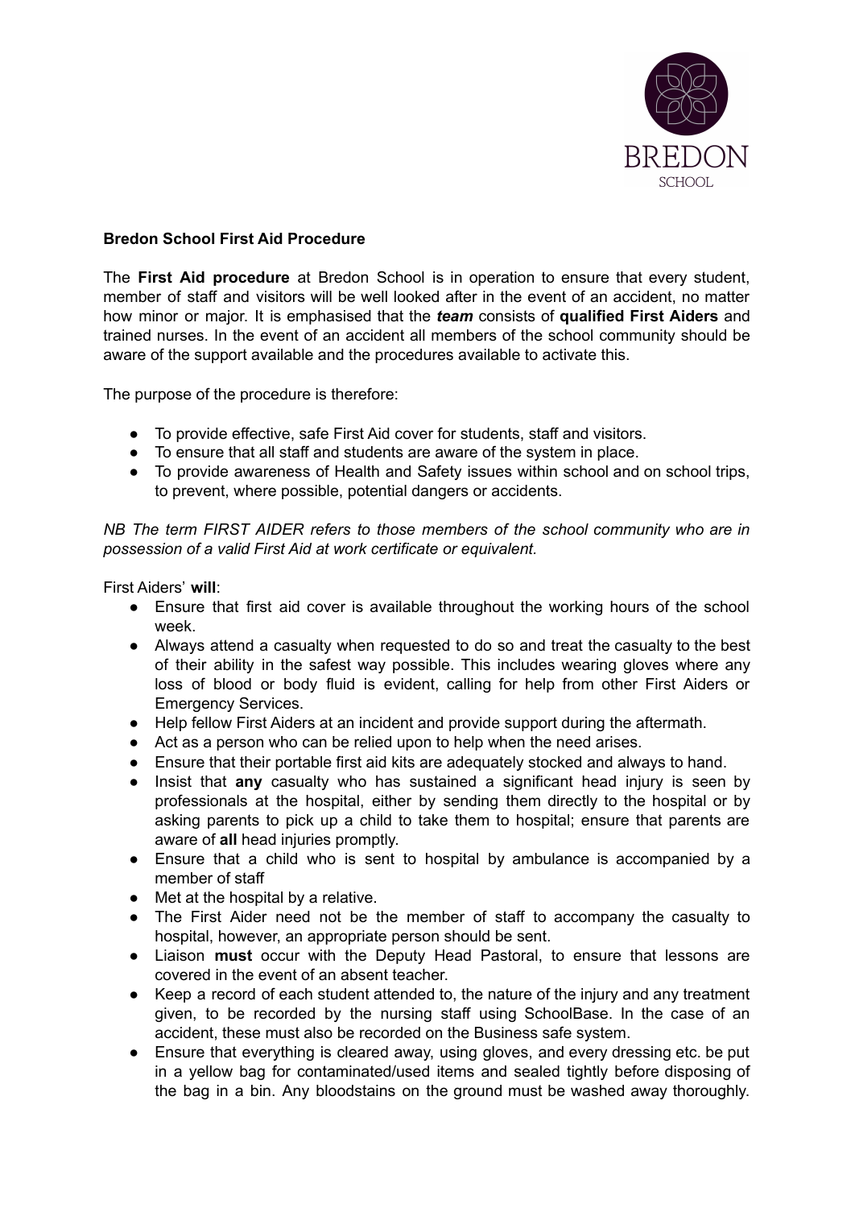**Bredon School First Aid Procedure**

The **First Aid procedure** at Bredon School is in operation to ensure that every student, member of staff and visitors will be well looked after in the event of an accident, no matter how minor or major. It is emphasised that the ***team*** consists of **qualified First Aiders** and trained nurses. In the event of an accident all members of the school community should be aware of the support available and the procedures available to activate this.

The purpose of the procedure is therefore:

- To provide effective, safe First Aid cover for students, staff and visitors.
- To ensure that all staff and students are aware of the system in place.
- To provide awareness of Health and Safety issues within school and on school trips, to prevent, where possible, potential dangers or accidents.

*NB The term FIRST AIDER refers to those members of the school community who are in possession of a valid First Aid at work certificate or equivalent.*

First Aiders' **will**:

- Ensure that first aid cover is available throughout the working hours of the school week.
- Always attend a casualty when requested to do so and treat the casualty to the best of their ability in the safest way possible. This includes wearing gloves where any loss of blood or body fluid is evident, calling for help from other First Aiders or Emergency Services.
- Help fellow First Aiders at an incident and provide support during the aftermath.
- Act as a person who can be relied upon to help when the need arises.
- Ensure that their portable first aid kits are adequately stocked and always to hand.
- Insist that **any** casualty who has sustained a significant head injury is seen by professionals at the hospital, either by sending them directly to the hospital or by asking parents to pick up a child to take them to hospital; ensure that parents are aware of **all** head injuries promptly.
- Ensure that a child who is sent to hospital by ambulance is accompanied by a member of staff
- Met at the hospital by a relative.
- The First Aider need not be the member of staff to accompany the casualty to hospital, however, an appropriate person should be sent.
- Liaison **must** occur with the Deputy Head Pastoral, to ensure that lessons are covered in the event of an absent teacher.
- Keep a record of each student attended to, the nature of the injury and any treatment given, to be recorded by the nursing staff using SchoolBase. In the case of an accident, these must also be recorded on the Business safe system.
- Ensure that everything is cleared away, using gloves, and every dressing etc. be put in a yellow bag for contaminated/used items and sealed tightly before disposing of the bag in a bin. Any bloodstains on the ground must be washed away thoroughly.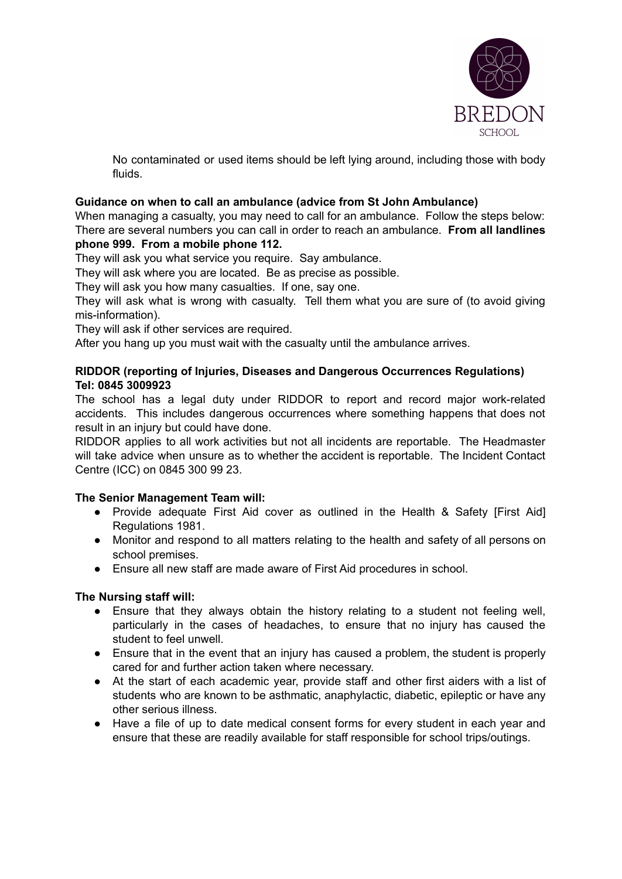No contaminated or used items should be left lying around, including those with body fluids.

**Guidance on when to call an ambulance (advice from St John Ambulance)**

When managing a casualty, you may need to call for an ambulance. Follow the steps below: There are several numbers you can call in order to reach an ambulance. **From all landlines phone 999. From a mobile phone 112.**

They will ask you what service you require. Say ambulance.

They will ask where you are located. Be as precise as possible.

They will ask you how many casualties. If one, say one.

They will ask what is wrong with casualty. Tell them what you are sure of (to avoid giving mis-information).

They will ask if other services are required.

After you hang up you must wait with the casualty until the ambulance arrives.

**RIDDOR (reporting of Injuries, Diseases and Dangerous Occurrences Regulations) Tel: 0845 3009923**

The school has a legal duty under RIDDOR to report and record major work-related accidents. This includes dangerous occurrences where something happens that does not result in an injury but could have done.

RIDDOR applies to all work activities but not all incidents are reportable. The Headmaster will take advice when unsure as to whether the accident is reportable. The Incident Contact Centre (ICC) on 0845 300 99 23.

**The Senior Management Team will:**

- Provide adequate First Aid cover as outlined in the Health & Safety [First Aid] Regulations 1981.
- Monitor and respond to all matters relating to the health and safety of all persons on school premises.
- Ensure all new staff are made aware of First Aid procedures in school.

**The Nursing staff will:**

- Ensure that they always obtain the history relating to a student not feeling well, particularly in the cases of headaches, to ensure that no injury has caused the student to feel unwell.
- Ensure that in the event that an injury has caused a problem, the student is properly cared for and further action taken where necessary.
- At the start of each academic year, provide staff and other first aiders with a list of students who are known to be asthmatic, anaphylactic, diabetic, epileptic or have any other serious illness.
- Have a file of up to date medical consent forms for every student in each year and ensure that these are readily available for staff responsible for school trips/outings.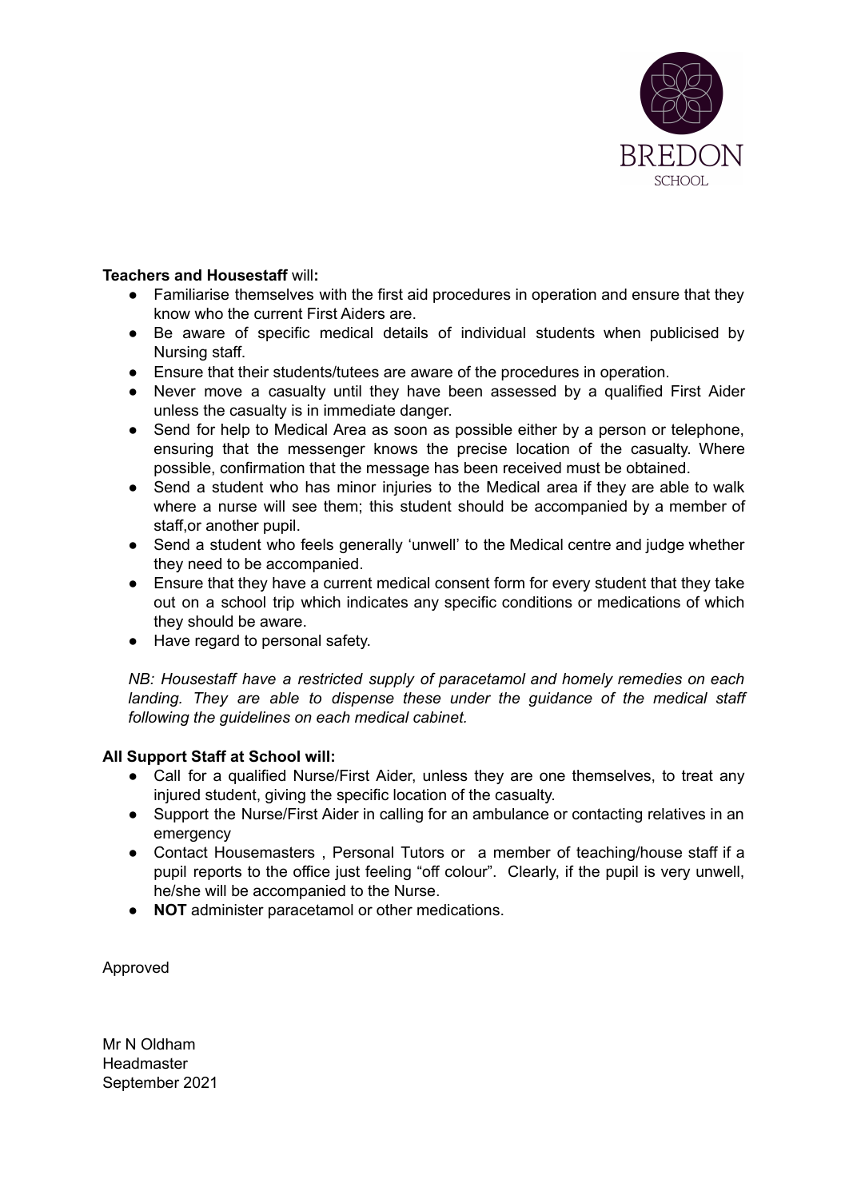**Teachers and Housestaff** will**:**

- Familiarise themselves with the first aid procedures in operation and ensure that they know who the current First Aiders are.
- Be aware of specific medical details of individual students when publicised by Nursing staff.
- Ensure that their students/tutees are aware of the procedures in operation.
- Never move a casualty until they have been assessed by a qualified First Aider unless the casualty is in immediate danger.
- Send for help to Medical Area as soon as possible either by a person or telephone, ensuring that the messenger knows the precise location of the casualty. Where possible, confirmation that the message has been received must be obtained.
- Send a student who has minor injuries to the Medical area if they are able to walk where a nurse will see them; this student should be accompanied by a member of staff,or another pupil.
- Send a student who feels generally 'unwell' to the Medical centre and judge whether they need to be accompanied.
- Ensure that they have a current medical consent form for every student that they take out on a school trip which indicates any specific conditions or medications of which they should be aware.
- Have regard to personal safety.

*NB: Housestaff have a restricted supply of paracetamol and homely remedies on each landing. They are able to dispense these under the guidance of the medical staff following the guidelines on each medical cabinet.*

**All Support Staff at School will:**

- Call for a qualified Nurse/First Aider, unless they are one themselves, to treat any injured student, giving the specific location of the casualty.
- Support the Nurse/First Aider in calling for an ambulance or contacting relatives in an emergency
- Contact Housemasters , Personal Tutors or a member of teaching/house staff if a pupil reports to the office just feeling "off colour". Clearly, if the pupil is very unwell, he/she will be accompanied to the Nurse.
- **NOT** administer paracetamol or other medications.

Approved

Mr N Oldham
Headmaster
September 2021